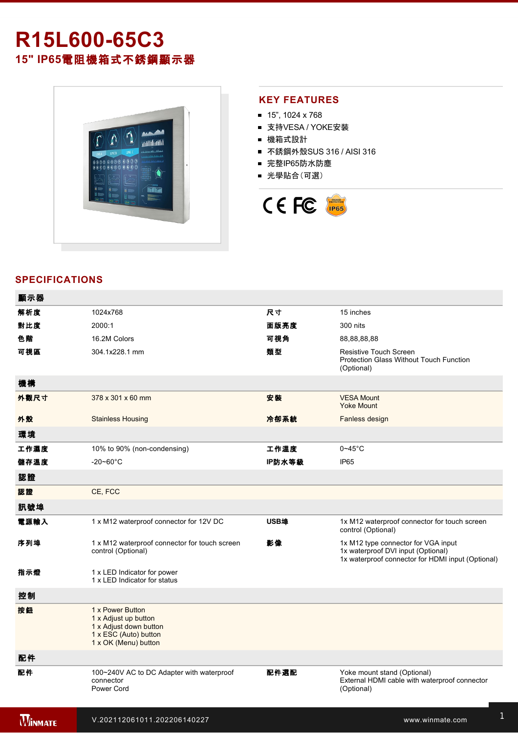# R15L600-65C3

## 15" IP65電阻機箱式不銹鋼顯示器

## KEY FEATURES

- 15", 1024 x 768
- 支持VESA / YOKE安裝
- 機箱式設計
- 不銹鋼外殼SUS 316 / AISI 316
- 完整IP65防水防塵
- 光學貼合(可選)

## SPECIFICATIONS

| 顯示器 | | | |
|---|---|---|---|
| 解析度 | 1024x768 | 尺寸 | 15 inches |
| 對比度 | 2000:1 | 面版亮度 | 300 nits |
| 色階 | 16.2M Colors | 可視角 | 88,88,88,88 |
| 可視區 | 304.1x228.1 mm | 類型 | Resistive Touch Screen<br>Protection Glass Without Touch Function (Optional) |

| 機構 | | | |
|---|---|---|---|
| 外觀尺寸 | 378 x 301 x 60 mm | 安裝 | VESA Mount<br>Yoke Mount |
| 外殼 | Stainless Housing | 冷卻系統 | Fanless design |

| 環境 | | | |
|---|---|---|---|
| 工作濕度 | 10% to 90% (non-condensing) | 工作溫度 | 0~45°C |
| 儲存溫度 | -20~60°C | IP防水等級 | IP65 |

| 認證 | |
|---|---|
| 認證 | CE, FCC |

| 訊號埠 | | | |
|---|---|---|---|
| 電源輸入 | 1 x M12 waterproof connector for 12V DC | USB埠 | 1x M12 waterproof connector for touch screen control (Optional) |
| 序列埠 | 1 x M12 waterproof connector for touch screen control (Optional) | 影像 | 1x M12 type connector for VGA input<br>1x waterproof DVI input (Optional)<br>1x waterproof connector for HDMI input (Optional) |
| 指示燈 | 1 x LED Indicator for power<br>1 x LED Indicator for status | | |

| 控制 | |
|---|---|
| 按鈕 | 1 x Power Button<br>1 x Adjust up button<br>1 x Adjust down button<br>1 x ESC (Auto) button<br>1 x OK (Menu) button |

| 配件 | | | |
|---|---|---|---|
| 配件 | 100~240V AC to DC Adapter with waterproof connector<br>Power Cord | 配件選配 | Yoke mount stand (Optional)<br>External HDMI cable with waterproof connector (Optional) |

V.202112061011.202206140227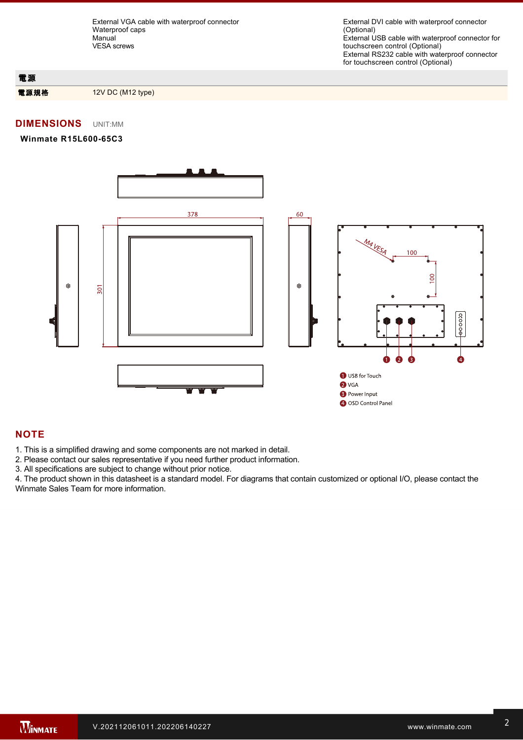| | |
|---|---|
| External VGA cable with waterproof connector<br>Waterproof caps<br>Manual<br>VESA screws | External DVI cable with waterproof connector (Optional)<br>External USB cable with waterproof connector for touchscreen control (Optional)<br>External RS232 cable with waterproof connector for touchscreen control (Optional) |

**電源**

| | |
|---|---|
| **電源規格** | 12V DC (M12 type) |

## DIMENSIONS

UNIT:MM

**Winmate R15L600-65C3**

378

60

301

M4 VESA

100

100

1 USB for Touch
2 VGA
3 Power Input
4 OSD Control Panel

## NOTE

1. This is a simplified drawing and some components are not marked in detail.
2. Please contact our sales representative if you need further product information.
3. All specifications are subject to change without prior notice.
4. The product shown in this datasheet is a standard model. For diagrams that contain customized or optional I/O, please contact the Winmate Sales Team for more information.